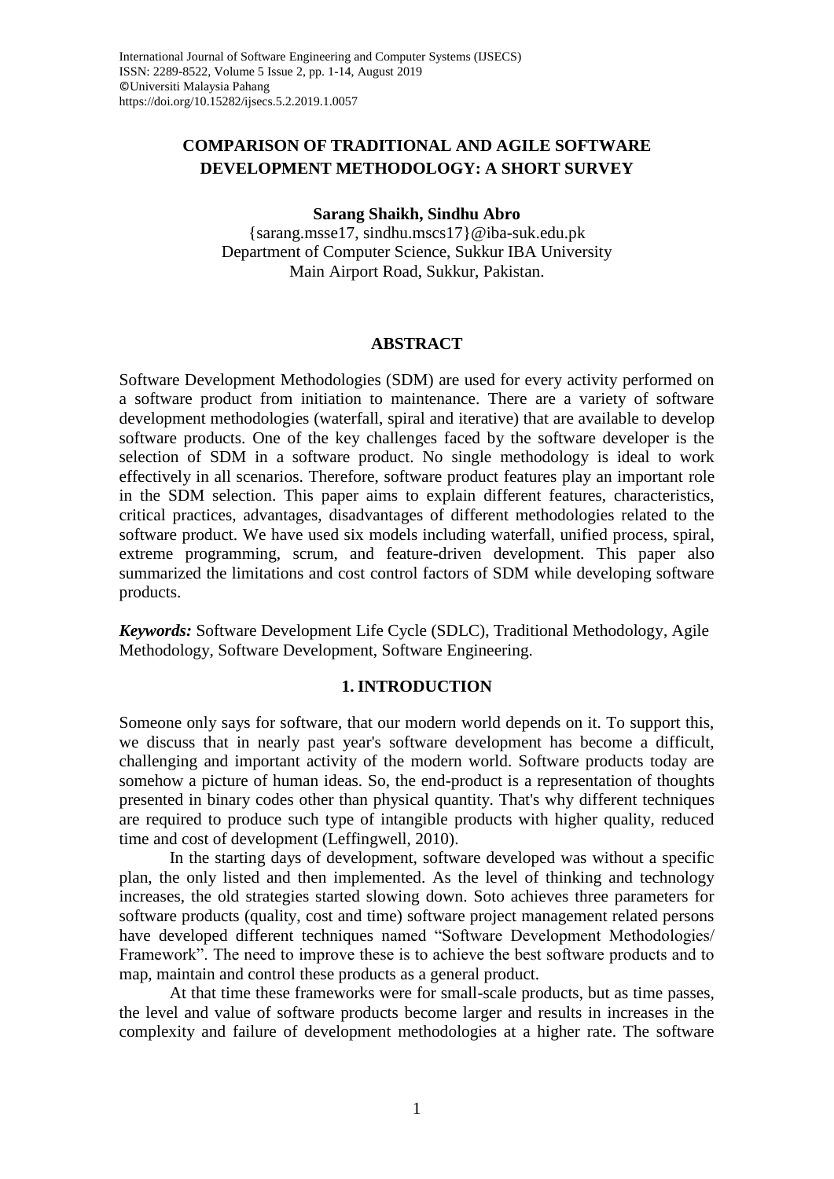International Journal of Software Engineering and Computer Systems (IJSECS)
ISSN: 2289-8522, Volume 5 Issue 2, pp. 1-14, August 2019
©Universiti Malaysia Pahang
https://doi.org/10.15282/ijsecs.5.2.2019.1.0057

# COMPARISON OF TRADITIONAL AND AGILE SOFTWARE DEVELOPMENT METHODOLOGY: A SHORT SURVEY

**Sarang Shaikh, Sindhu Abro**

{sarang.msse17, sindhu.mscs17}@iba-suk.edu.pk
Department of Computer Science, Sukkur IBA University
Main Airport Road, Sukkur, Pakistan.

## ABSTRACT

Software Development Methodologies (SDM) are used for every activity performed on a software product from initiation to maintenance. There are a variety of software development methodologies (waterfall, spiral and iterative) that are available to develop software products. One of the key challenges faced by the software developer is the selection of SDM in a software product. No single methodology is ideal to work effectively in all scenarios. Therefore, software product features play an important role in the SDM selection. This paper aims to explain different features, characteristics, critical practices, advantages, disadvantages of different methodologies related to the software product. We have used six models including waterfall, unified process, spiral, extreme programming, scrum, and feature-driven development. This paper also summarized the limitations and cost control factors of SDM while developing software products.

***Keywords:*** Software Development Life Cycle (SDLC), Traditional Methodology, Agile Methodology, Software Development, Software Engineering.

## 1. INTRODUCTION

Someone only says for software, that our modern world depends on it. To support this, we discuss that in nearly past year's software development has become a difficult, challenging and important activity of the modern world. Software products today are somehow a picture of human ideas. So, the end-product is a representation of thoughts presented in binary codes other than physical quantity. That's why different techniques are required to produce such type of intangible products with higher quality, reduced time and cost of development (Leffingwell, 2010).

In the starting days of development, software developed was without a specific plan, the only listed and then implemented. As the level of thinking and technology increases, the old strategies started slowing down. Soto achieves three parameters for software products (quality, cost and time) software project management related persons have developed different techniques named "Software Development Methodologies/ Framework". The need to improve these is to achieve the best software products and to map, maintain and control these products as a general product.

At that time these frameworks were for small-scale products, but as time passes, the level and value of software products become larger and results in increases in the complexity and failure of development methodologies at a higher rate. The software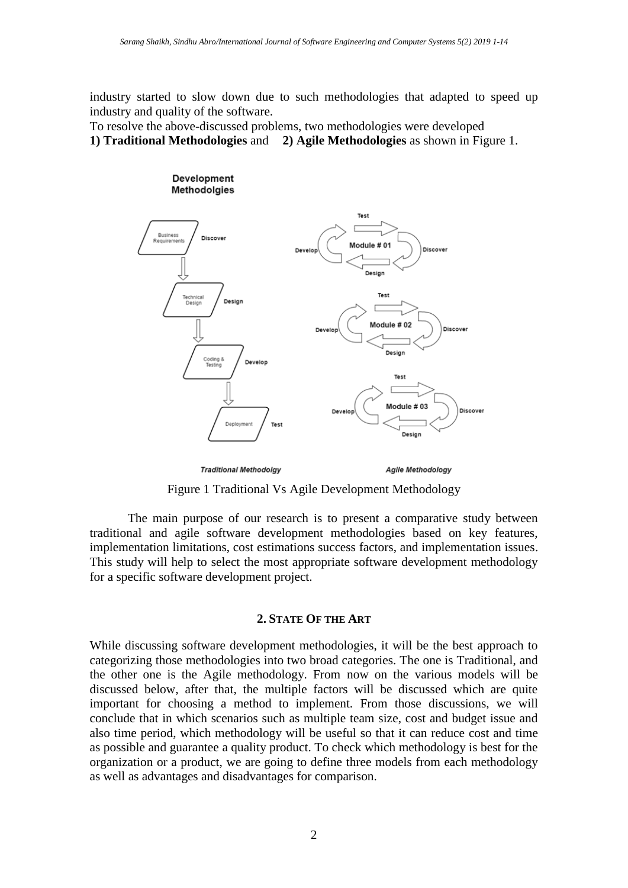industry started to slow down due to such methodologies that adapted to speed up industry and quality of the software.

To resolve the above-discussed problems, two methodologies were developed
**1) Traditional Methodologies** and **2) Agile Methodologies** as shown in Figure 1.

Development Methodolgies

Business Requirements — Discover
Technical Design — Design
Coding & Testing — Develop
Deployment — Test

Module # 01 — Test, Discover, Design, Develop
Module # 02 — Test, Discover, Design, Develop
Module # 03 — Test, Discover, Design, Develop

*Traditional Methodolgy*

*Agile Methodology*

Figure 1 Traditional Vs Agile Development Methodology

The main purpose of our research is to present a comparative study between traditional and agile software development methodologies based on key features, implementation limitations, cost estimations success factors, and implementation issues. This study will help to select the most appropriate software development methodology for a specific software development project.

## 2. State Of the Art

While discussing software development methodologies, it will be the best approach to categorizing those methodologies into two broad categories. The one is Traditional, and the other one is the Agile methodology. From now on the various models will be discussed below, after that, the multiple factors will be discussed which are quite important for choosing a method to implement. From those discussions, we will conclude that in which scenarios such as multiple team size, cost and budget issue and also time period, which methodology will be useful so that it can reduce cost and time as possible and guarantee a quality product. To check which methodology is best for the organization or a product, we are going to define three models from each methodology as well as advantages and disadvantages for comparison.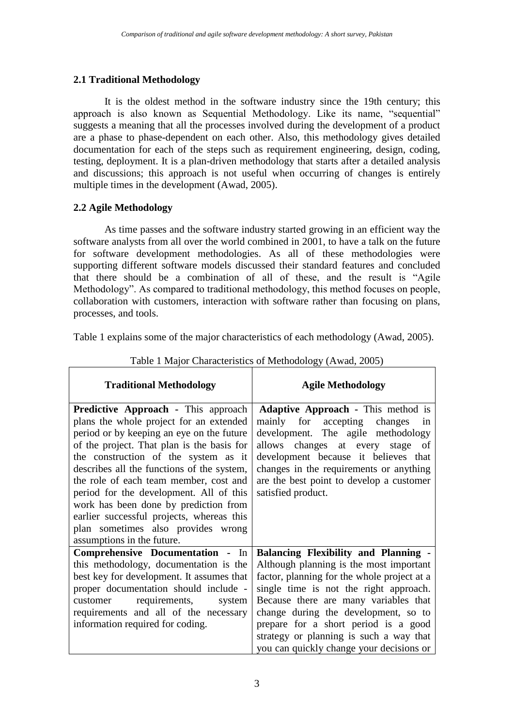## 2.1 Traditional Methodology

It is the oldest method in the software industry since the 19th century; this approach is also known as Sequential Methodology. Like its name, "sequential" suggests a meaning that all the processes involved during the development of a product are a phase to phase-dependent on each other. Also, this methodology gives detailed documentation for each of the steps such as requirement engineering, design, coding, testing, deployment. It is a plan-driven methodology that starts after a detailed analysis and discussions; this approach is not useful when occurring of changes is entirely multiple times in the development (Awad, 2005).

## 2.2 Agile Methodology

As time passes and the software industry started growing in an efficient way the software analysts from all over the world combined in 2001, to have a talk on the future for software development methodologies. As all of these methodologies were supporting different software models discussed their standard features and concluded that there should be a combination of all of these, and the result is "Agile Methodology". As compared to traditional methodology, this method focuses on people, collaboration with customers, interaction with software rather than focusing on plans, processes, and tools.

Table 1 explains some of the major characteristics of each methodology (Awad, 2005).

Table 1 Major Characteristics of Methodology (Awad, 2005)

| **Traditional Methodology** | **Agile Methodology** |
| --- | --- |
| **Predictive Approach -** This approach plans the whole project for an extended period or by keeping an eye on the future of the project. That plan is the basis for the construction of the system as it describes all the functions of the system, the role of each team member, cost and period for the development. All of this work has been done by prediction from earlier successful projects, whereas this plan sometimes also provides wrong assumptions in the future. | **Adaptive Approach -** This method is mainly for accepting changes in development. The agile methodology allows changes at every stage of development because it believes that changes in the requirements or anything are the best point to develop a customer satisfied product. |
| **Comprehensive Documentation -** In this methodology, documentation is the best key for development. It assumes that proper documentation should include - customer requirements, system requirements and all of the necessary information required for coding. | **Balancing Flexibility and Planning -** Although planning is the most important factor, planning for the whole project at a single time is not the right approach. Because there are many variables that change during the development, so to prepare for a short period is a good strategy or planning is such a way that you can quickly change your decisions or |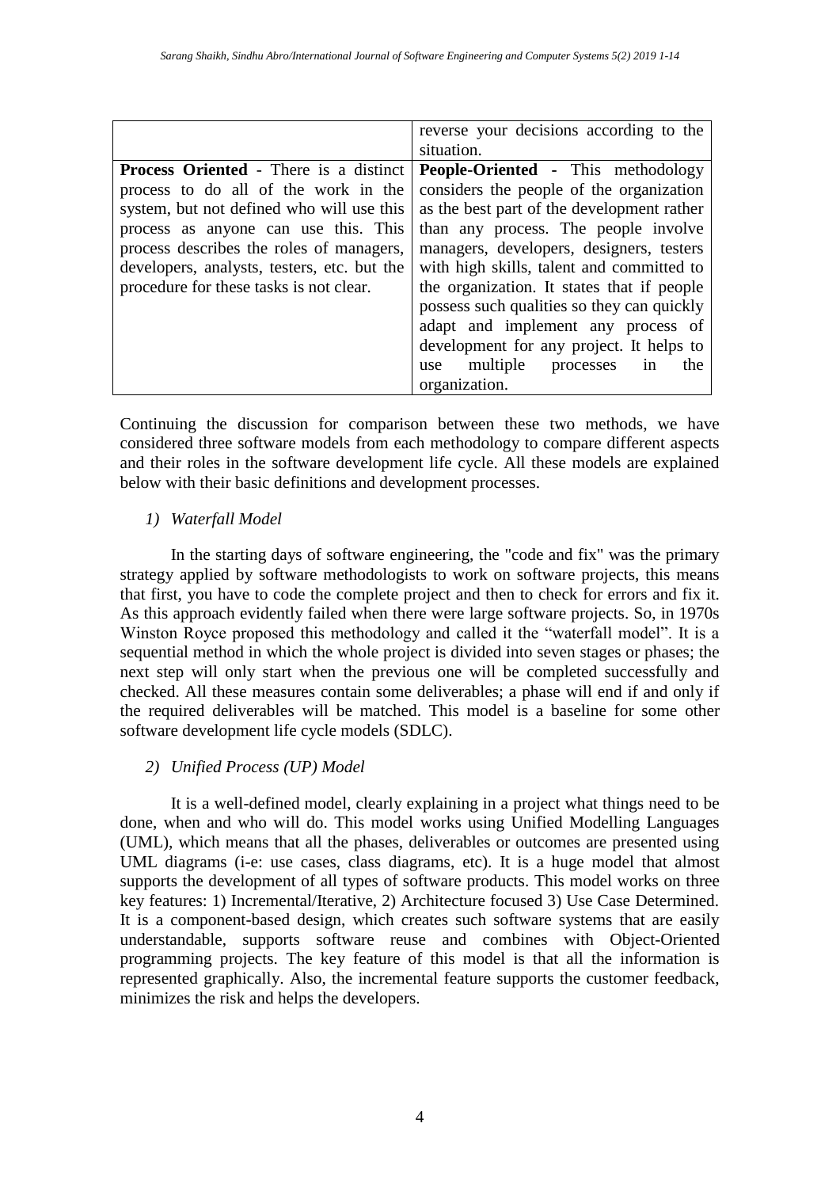| | |
|---|---|
| | reverse your decisions according to the situation. |
| **Process Oriented** - There is a distinct process to do all of the work in the system, but not defined who will use this process as anyone can use this. This process describes the roles of managers, developers, analysts, testers, etc. but the procedure for these tasks is not clear. | **People-Oriented** - This methodology considers the people of the organization as the best part of the development rather than any process. The people involve managers, developers, designers, testers with high skills, talent and committed to the organization. It states that if people possess such qualities so they can quickly adapt and implement any process of development for any project. It helps to use multiple processes in the organization. |

Continuing the discussion for comparison between these two methods, we have considered three software models from each methodology to compare different aspects and their roles in the software development life cycle. All these models are explained below with their basic definitions and development processes.

*1) Waterfall Model*

In the starting days of software engineering, the "code and fix" was the primary strategy applied by software methodologists to work on software projects, this means that first, you have to code the complete project and then to check for errors and fix it. As this approach evidently failed when there were large software projects. So, in 1970s Winston Royce proposed this methodology and called it the "waterfall model". It is a sequential method in which the whole project is divided into seven stages or phases; the next step will only start when the previous one will be completed successfully and checked. All these measures contain some deliverables; a phase will end if and only if the required deliverables will be matched. This model is a baseline for some other software development life cycle models (SDLC).

*2) Unified Process (UP) Model*

It is a well-defined model, clearly explaining in a project what things need to be done, when and who will do. This model works using Unified Modelling Languages (UML), which means that all the phases, deliverables or outcomes are presented using UML diagrams (i-e: use cases, class diagrams, etc). It is a huge model that almost supports the development of all types of software products. This model works on three key features: 1) Incremental/Iterative, 2) Architecture focused 3) Use Case Determined. It is a component-based design, which creates such software systems that are easily understandable, supports software reuse and combines with Object-Oriented programming projects. The key feature of this model is that all the information is represented graphically. Also, the incremental feature supports the customer feedback, minimizes the risk and helps the developers.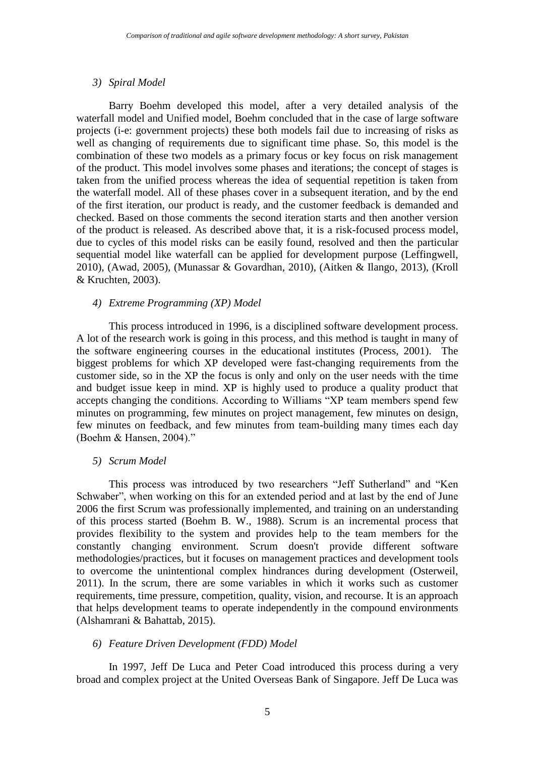### *3) Spiral Model*

Barry Boehm developed this model, after a very detailed analysis of the waterfall model and Unified model, Boehm concluded that in the case of large software projects (i-e: government projects) these both models fail due to increasing of risks as well as changing of requirements due to significant time phase. So, this model is the combination of these two models as a primary focus or key focus on risk management of the product. This model involves some phases and iterations; the concept of stages is taken from the unified process whereas the idea of sequential repetition is taken from the waterfall model. All of these phases cover in a subsequent iteration, and by the end of the first iteration, our product is ready, and the customer feedback is demanded and checked. Based on those comments the second iteration starts and then another version of the product is released. As described above that, it is a risk-focused process model, due to cycles of this model risks can be easily found, resolved and then the particular sequential model like waterfall can be applied for development purpose (Leffingwell, 2010), (Awad, 2005), (Munassar & Govardhan, 2010), (Aitken & Ilango, 2013), (Kroll & Kruchten, 2003).

### *4) Extreme Programming (XP) Model*

This process introduced in 1996, is a disciplined software development process. A lot of the research work is going in this process, and this method is taught in many of the software engineering courses in the educational institutes (Process, 2001). The biggest problems for which XP developed were fast-changing requirements from the customer side, so in the XP the focus is only and only on the user needs with the time and budget issue keep in mind. XP is highly used to produce a quality product that accepts changing the conditions. According to Williams "XP team members spend few minutes on programming, few minutes on project management, few minutes on design, few minutes on feedback, and few minutes from team-building many times each day (Boehm & Hansen, 2004)."

### *5) Scrum Model*

This process was introduced by two researchers "Jeff Sutherland" and "Ken Schwaber", when working on this for an extended period and at last by the end of June 2006 the first Scrum was professionally implemented, and training on an understanding of this process started (Boehm B. W., 1988). Scrum is an incremental process that provides flexibility to the system and provides help to the team members for the constantly changing environment. Scrum doesn't provide different software methodologies/practices, but it focuses on management practices and development tools to overcome the unintentional complex hindrances during development (Osterweil, 2011). In the scrum, there are some variables in which it works such as customer requirements, time pressure, competition, quality, vision, and recourse. It is an approach that helps development teams to operate independently in the compound environments (Alshamrani & Bahattab, 2015).

### *6) Feature Driven Development (FDD) Model*

In 1997, Jeff De Luca and Peter Coad introduced this process during a very broad and complex project at the United Overseas Bank of Singapore. Jeff De Luca was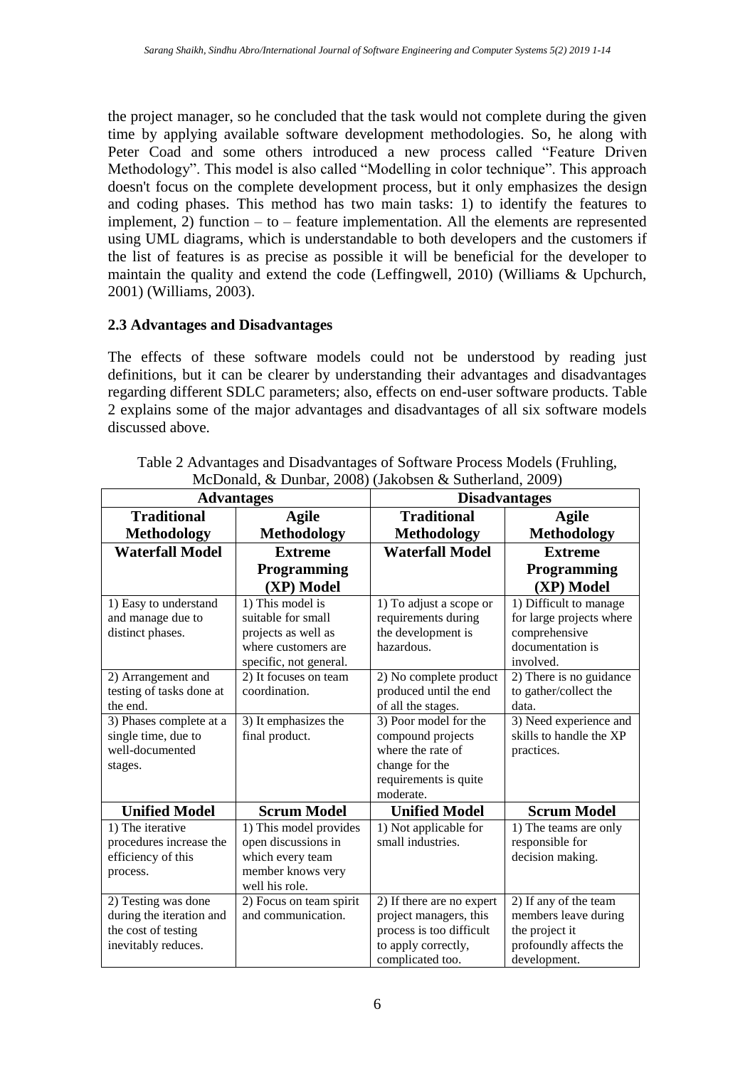the project manager, so he concluded that the task would not complete during the given time by applying available software development methodologies. So, he along with Peter Coad and some others introduced a new process called "Feature Driven Methodology". This model is also called "Modelling in color technique". This approach doesn't focus on the complete development process, but it only emphasizes the design and coding phases. This method has two main tasks: 1) to identify the features to implement, 2) function – to – feature implementation. All the elements are represented using UML diagrams, which is understandable to both developers and the customers if the list of features is as precise as possible it will be beneficial for the developer to maintain the quality and extend the code (Leffingwell, 2010) (Williams & Upchurch, 2001) (Williams, 2003).

### 2.3 Advantages and Disadvantages

The effects of these software models could not be understood by reading just definitions, but it can be clearer by understanding their advantages and disadvantages regarding different SDLC parameters; also, effects on end-user software products. Table 2 explains some of the major advantages and disadvantages of all six software models discussed above.

Table 2 Advantages and Disadvantages of Software Process Models (Fruhling, McDonald, & Dunbar, 2008) (Jakobsen & Sutherland, 2009)

| **Advantages** | | **Disadvantages** | |
|---|---|---|---|
| **Traditional Methodology** | **Agile Methodology** | **Traditional Methodology** | **Agile Methodology** |
| **Waterfall Model** | **Extreme Programming (XP) Model** | **Waterfall Model** | **Extreme Programming (XP) Model** |
| 1) Easy to understand and manage due to distinct phases. | 1) This model is suitable for small projects as well as where customers are specific, not general. | 1) To adjust a scope or requirements during the development is hazardous. | 1) Difficult to manage for large projects where comprehensive documentation is involved. |
| 2) Arrangement and testing of tasks done at the end. | 2) It focuses on team coordination. | 2) No complete product produced until the end of all the stages. | 2) There is no guidance to gather/collect the data. |
| 3) Phases complete at a single time, due to well-documented stages. | 3) It emphasizes the final product. | 3) Poor model for the compound projects where the rate of change for the requirements is quite moderate. | 3) Need experience and skills to handle the XP practices. |
| **Unified Model** | **Scrum Model** | **Unified Model** | **Scrum Model** |
| 1) The iterative procedures increase the efficiency of this process. | 1) This model provides open discussions in which every team member knows very well his role. | 1) Not applicable for small industries. | 1) The teams are only responsible for decision making. |
| 2) Testing was done during the iteration and the cost of testing inevitably reduces. | 2) Focus on team spirit and communication. | 2) If there are no expert project managers, this process is too difficult to apply correctly, complicated too. | 2) If any of the team members leave during the project it profoundly affects the development. |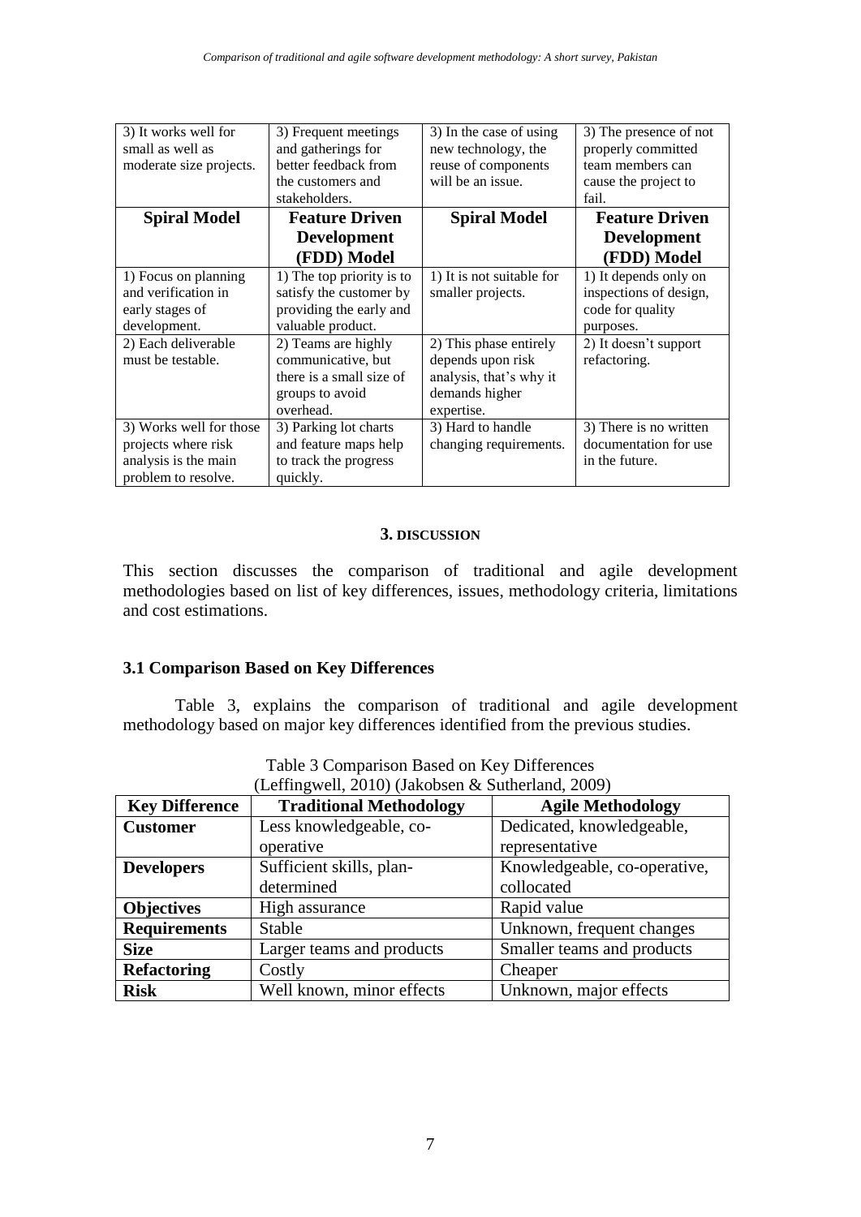| | | | |
|---|---|---|---|
| 3) It works well for small as well as moderate size projects. | 3) Frequent meetings and gatherings for better feedback from the customers and stakeholders. | 3) In the case of using new technology, the reuse of components will be an issue. | 3) The presence of not properly committed team members can cause the project to fail. |
| **Spiral Model** | **Feature Driven Development (FDD) Model** | **Spiral Model** | **Feature Driven Development (FDD) Model** |
| 1) Focus on planning and verification in early stages of development. | 1) The top priority is to satisfy the customer by providing the early and valuable product. | 1) It is not suitable for smaller projects. | 1) It depends only on inspections of design, code for quality purposes. |
| 2) Each deliverable must be testable. | 2) Teams are highly communicative, but there is a small size of groups to avoid overhead. | 2) This phase entirely depends upon risk analysis, that's why it demands higher expertise. | 2) It doesn't support refactoring. |
| 3) Works well for those projects where risk analysis is the main problem to resolve. | 3) Parking lot charts and feature maps help to track the progress quickly. | 3) Hard to handle changing requirements. | 3) There is no written documentation for use in the future. |

## 3. DISCUSSION

This section discusses the comparison of traditional and agile development methodologies based on list of key differences, issues, methodology criteria, limitations and cost estimations.

### 3.1 Comparison Based on Key Differences

Table 3, explains the comparison of traditional and agile development methodology based on major key differences identified from the previous studies.

Table 3 Comparison Based on Key Differences (Leffingwell, 2010) (Jakobsen & Sutherland, 2009)

| Key Difference | Traditional Methodology | Agile Methodology |
|---|---|---|
| **Customer** | Less knowledgeable, co-operative | Dedicated, knowledgeable, representative |
| **Developers** | Sufficient skills, plan-determined | Knowledgeable, co-operative, collocated |
| **Objectives** | High assurance | Rapid value |
| **Requirements** | Stable | Unknown, frequent changes |
| **Size** | Larger teams and products | Smaller teams and products |
| **Refactoring** | Costly | Cheaper |
| **Risk** | Well known, minor effects | Unknown, major effects |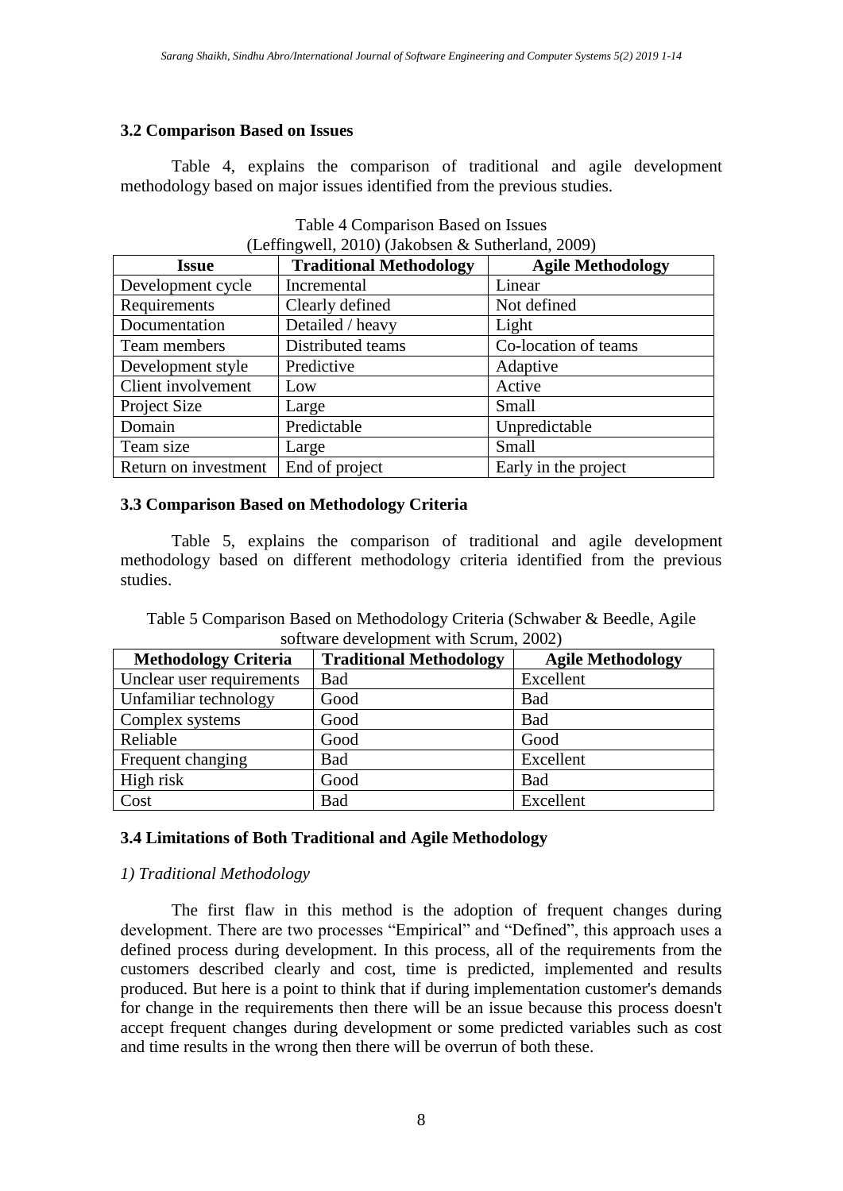### 3.2 Comparison Based on Issues

Table 4, explains the comparison of traditional and agile development methodology based on major issues identified from the previous studies.

Table 4 Comparison Based on Issues
(Leffingwell, 2010) (Jakobsen & Sutherland, 2009)

| Issue | Traditional Methodology | Agile Methodology |
|---|---|---|
| Development cycle | Incremental | Linear |
| Requirements | Clearly defined | Not defined |
| Documentation | Detailed / heavy | Light |
| Team members | Distributed teams | Co-location of teams |
| Development style | Predictive | Adaptive |
| Client involvement | Low | Active |
| Project Size | Large | Small |
| Domain | Predictable | Unpredictable |
| Team size | Large | Small |
| Return on investment | End of project | Early in the project |

### 3.3 Comparison Based on Methodology Criteria

Table 5, explains the comparison of traditional and agile development methodology based on different methodology criteria identified from the previous studies.

Table 5 Comparison Based on Methodology Criteria (Schwaber & Beedle, Agile software development with Scrum, 2002)

| Methodology Criteria | Traditional Methodology | Agile Methodology |
|---|---|---|
| Unclear user requirements | Bad | Excellent |
| Unfamiliar technology | Good | Bad |
| Complex systems | Good | Bad |
| Reliable | Good | Good |
| Frequent changing | Bad | Excellent |
| High risk | Good | Bad |
| Cost | Bad | Excellent |

### 3.4 Limitations of Both Traditional and Agile Methodology

*1) Traditional Methodology*

The first flaw in this method is the adoption of frequent changes during development. There are two processes "Empirical" and "Defined", this approach uses a defined process during development. In this process, all of the requirements from the customers described clearly and cost, time is predicted, implemented and results produced. But here is a point to think that if during implementation customer's demands for change in the requirements then there will be an issue because this process doesn't accept frequent changes during development or some predicted variables such as cost and time results in the wrong then there will be overrun of both these.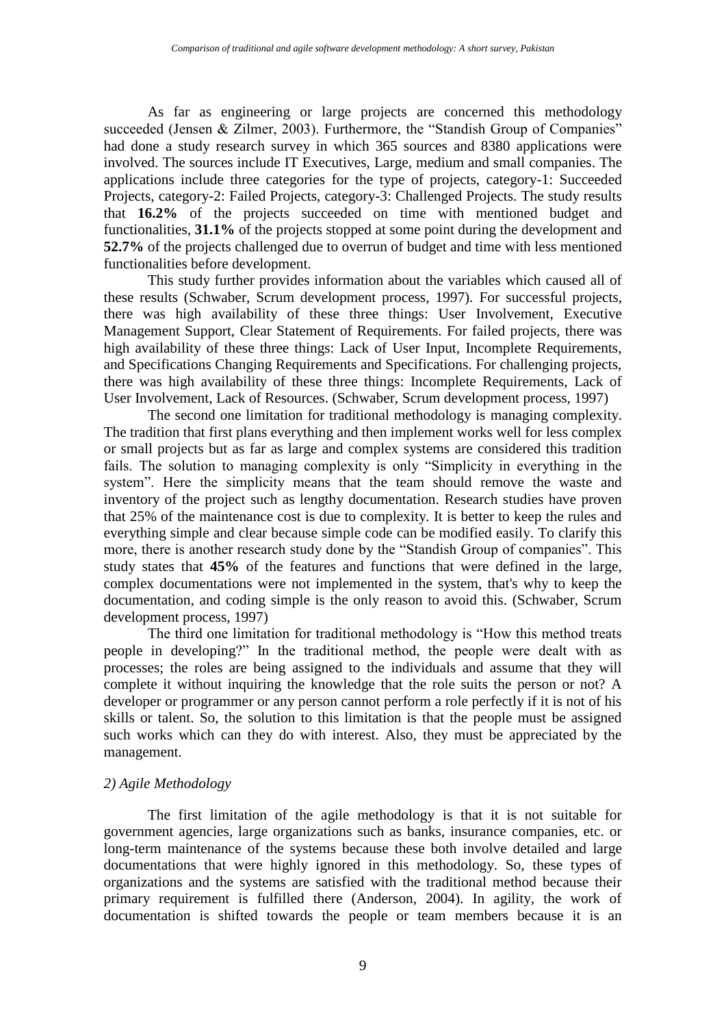As far as engineering or large projects are concerned this methodology succeeded (Jensen & Zilmer, 2003). Furthermore, the "Standish Group of Companies" had done a study research survey in which 365 sources and 8380 applications were involved. The sources include IT Executives, Large, medium and small companies. The applications include three categories for the type of projects, category-1: Succeeded Projects, category-2: Failed Projects, category-3: Challenged Projects. The study results that **16.2%** of the projects succeeded on time with mentioned budget and functionalities, **31.1%** of the projects stopped at some point during the development and **52.7%** of the projects challenged due to overrun of budget and time with less mentioned functionalities before development.

This study further provides information about the variables which caused all of these results (Schwaber, Scrum development process, 1997). For successful projects, there was high availability of these three things: User Involvement, Executive Management Support, Clear Statement of Requirements. For failed projects, there was high availability of these three things: Lack of User Input, Incomplete Requirements, and Specifications Changing Requirements and Specifications. For challenging projects, there was high availability of these three things: Incomplete Requirements, Lack of User Involvement, Lack of Resources. (Schwaber, Scrum development process, 1997)

The second one limitation for traditional methodology is managing complexity. The tradition that first plans everything and then implement works well for less complex or small projects but as far as large and complex systems are considered this tradition fails. The solution to managing complexity is only "Simplicity in everything in the system". Here the simplicity means that the team should remove the waste and inventory of the project such as lengthy documentation. Research studies have proven that 25% of the maintenance cost is due to complexity. It is better to keep the rules and everything simple and clear because simple code can be modified easily. To clarify this more, there is another research study done by the "Standish Group of companies". This study states that **45%** of the features and functions that were defined in the large, complex documentations were not implemented in the system, that's why to keep the documentation, and coding simple is the only reason to avoid this. (Schwaber, Scrum development process, 1997)

The third one limitation for traditional methodology is "How this method treats people in developing?" In the traditional method, the people were dealt with as processes; the roles are being assigned to the individuals and assume that they will complete it without inquiring the knowledge that the role suits the person or not? A developer or programmer or any person cannot perform a role perfectly if it is not of his skills or talent. So, the solution to this limitation is that the people must be assigned such works which can they do with interest. Also, they must be appreciated by the management.

*2) Agile Methodology*

The first limitation of the agile methodology is that it is not suitable for government agencies, large organizations such as banks, insurance companies, etc. or long-term maintenance of the systems because these both involve detailed and large documentations that were highly ignored in this methodology. So, these types of organizations and the systems are satisfied with the traditional method because their primary requirement is fulfilled there (Anderson, 2004). In agility, the work of documentation is shifted towards the people or team members because it is an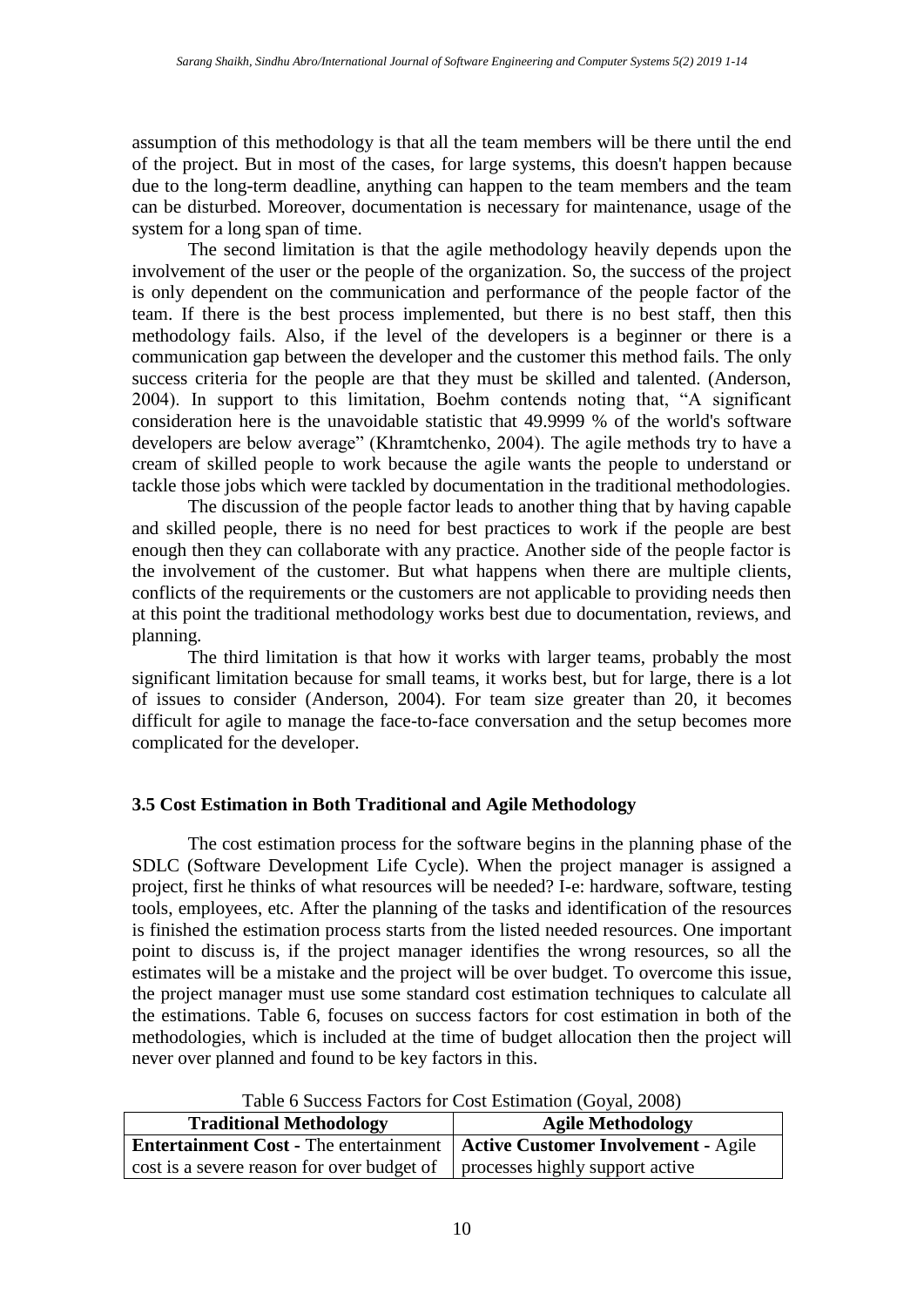assumption of this methodology is that all the team members will be there until the end of the project. But in most of the cases, for large systems, this doesn't happen because due to the long-term deadline, anything can happen to the team members and the team can be disturbed. Moreover, documentation is necessary for maintenance, usage of the system for a long span of time.

The second limitation is that the agile methodology heavily depends upon the involvement of the user or the people of the organization. So, the success of the project is only dependent on the communication and performance of the people factor of the team. If there is the best process implemented, but there is no best staff, then this methodology fails. Also, if the level of the developers is a beginner or there is a communication gap between the developer and the customer this method fails. The only success criteria for the people are that they must be skilled and talented. (Anderson, 2004). In support to this limitation, Boehm contends noting that, "A significant consideration here is the unavoidable statistic that 49.9999 % of the world's software developers are below average" (Khramtchenko, 2004). The agile methods try to have a cream of skilled people to work because the agile wants the people to understand or tackle those jobs which were tackled by documentation in the traditional methodologies.

The discussion of the people factor leads to another thing that by having capable and skilled people, there is no need for best practices to work if the people are best enough then they can collaborate with any practice. Another side of the people factor is the involvement of the customer. But what happens when there are multiple clients, conflicts of the requirements or the customers are not applicable to providing needs then at this point the traditional methodology works best due to documentation, reviews, and planning.

The third limitation is that how it works with larger teams, probably the most significant limitation because for small teams, it works best, but for large, there is a lot of issues to consider (Anderson, 2004). For team size greater than 20, it becomes difficult for agile to manage the face-to-face conversation and the setup becomes more complicated for the developer.

### 3.5 Cost Estimation in Both Traditional and Agile Methodology

The cost estimation process for the software begins in the planning phase of the SDLC (Software Development Life Cycle). When the project manager is assigned a project, first he thinks of what resources will be needed? I-e: hardware, software, testing tools, employees, etc. After the planning of the tasks and identification of the resources is finished the estimation process starts from the listed needed resources. One important point to discuss is, if the project manager identifies the wrong resources, so all the estimates will be a mistake and the project will be over budget. To overcome this issue, the project manager must use some standard cost estimation techniques to calculate all the estimations. Table 6, focuses on success factors for cost estimation in both of the methodologies, which is included at the time of budget allocation then the project will never over planned and found to be key factors in this.

Table 6 Success Factors for Cost Estimation (Goyal, 2008)

| Traditional Methodology | Agile Methodology |
| --- | --- |
| **Entertainment Cost -** The entertainment cost is a severe reason for over budget of | **Active Customer Involvement -** Agile processes highly support active |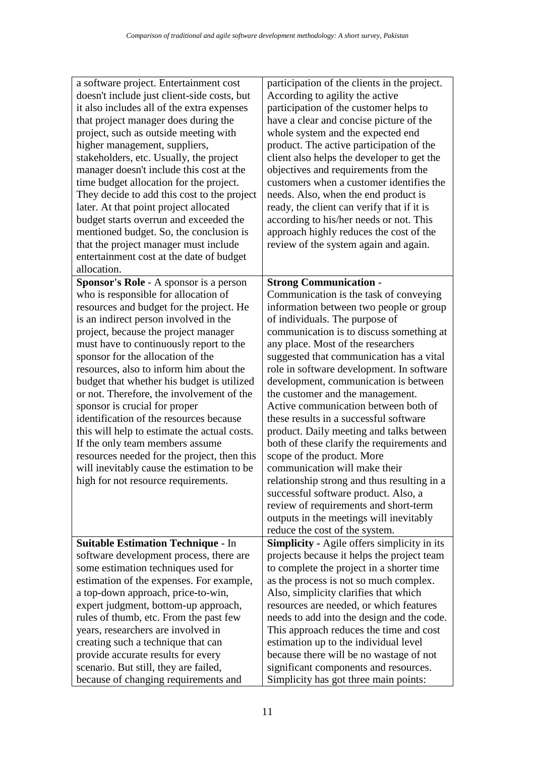| | |
|---|---|
| a software project. Entertainment cost doesn't include just client-side costs, but it also includes all of the extra expenses that project manager does during the project, such as outside meeting with higher management, suppliers, stakeholders, etc. Usually, the project manager doesn't include this cost at the time budget allocation for the project. They decide to add this cost to the project later. At that point project allocated budget starts overrun and exceeded the mentioned budget. So, the conclusion is that the project manager must include entertainment cost at the date of budget allocation. | participation of the clients in the project. According to agility the active participation of the customer helps to have a clear and concise picture of the whole system and the expected end product. The active participation of the client also helps the developer to get the objectives and requirements from the customers when a customer identifies the needs. Also, when the end product is ready, the client can verify that if it is according to his/her needs or not. This approach highly reduces the cost of the review of the system again and again. |
| **Sponsor's Role** - A sponsor is a person who is responsible for allocation of resources and budget for the project. He is an indirect person involved in the project, because the project manager must have to continuously report to the sponsor for the allocation of the resources, also to inform him about the budget that whether his budget is utilized or not. Therefore, the involvement of the sponsor is crucial for proper identification of the resources because this will help to estimate the actual costs. If the only team members assume resources needed for the project, then this will inevitably cause the estimation to be high for not resource requirements. | **Strong Communication** - Communication is the task of conveying information between two people or group of individuals. The purpose of communication is to discuss something at any place. Most of the researchers suggested that communication has a vital role in software development. In software development, communication is between the customer and the management. Active communication between both of these results in a successful software product. Daily meeting and talks between both of these clarify the requirements and scope of the product. More communication will make their relationship strong and thus resulting in a successful software product. Also, a review of requirements and short-term outputs in the meetings will inevitably reduce the cost of the system. |
| **Suitable Estimation Technique** - In software development process, there are some estimation techniques used for estimation of the expenses. For example, a top-down approach, price-to-win, expert judgment, bottom-up approach, rules of thumb, etc. From the past few years, researchers are involved in creating such a technique that can provide accurate results for every scenario. But still, they are failed, because of changing requirements and | **Simplicity** - Agile offers simplicity in its projects because it helps the project team to complete the project in a shorter time as the process is not so much complex. Also, simplicity clarifies that which resources are needed, or which features needs to add into the design and the code. This approach reduces the time and cost estimation up to the individual level because there will be no wastage of not significant components and resources. Simplicity has got three main points: |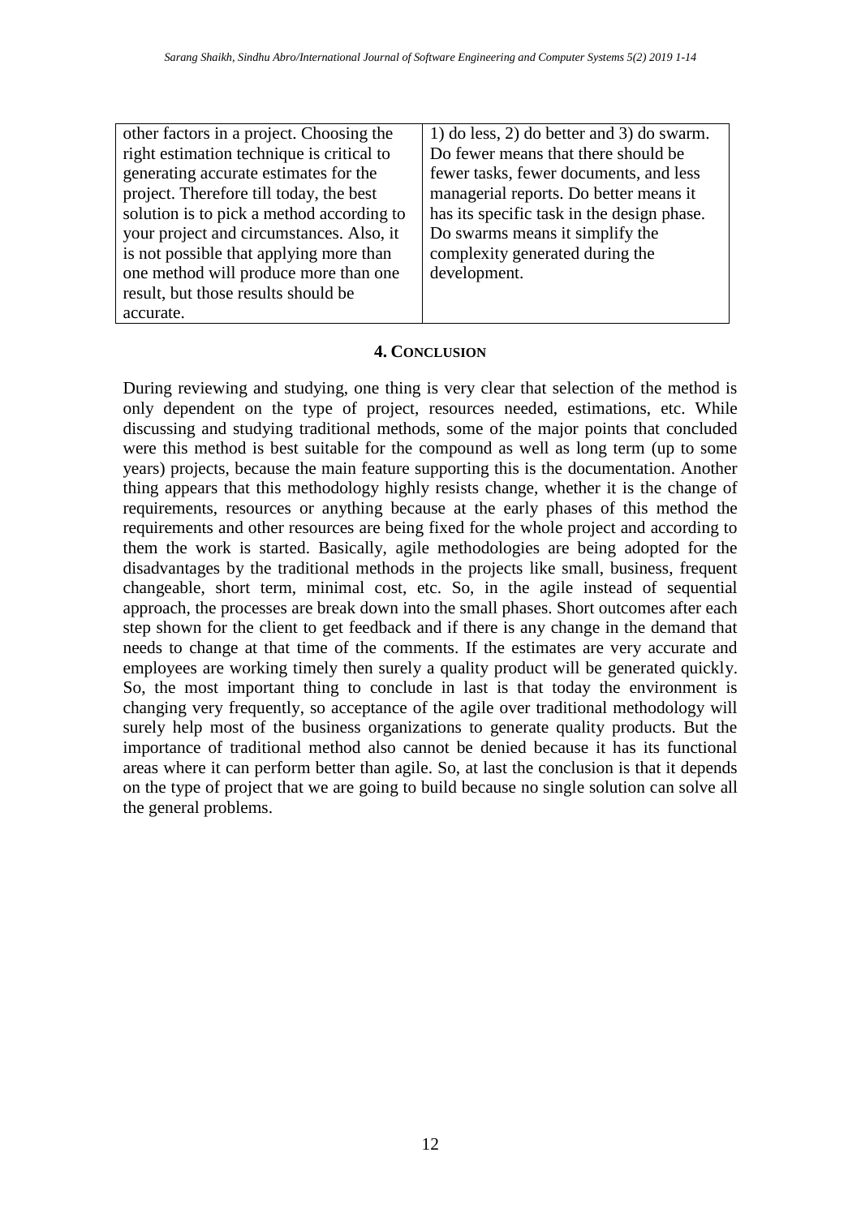| | |
|---|---|
| other factors in a project. Choosing the right estimation technique is critical to generating accurate estimates for the project. Therefore till today, the best solution is to pick a method according to your project and circumstances. Also, it is not possible that applying more than one method will produce more than one result, but those results should be accurate. | 1) do less, 2) do better and 3) do swarm. Do fewer means that there should be fewer tasks, fewer documents, and less managerial reports. Do better means it has its specific task in the design phase. Do swarms means it simplify the complexity generated during the development. |

## 4. CONCLUSION

During reviewing and studying, one thing is very clear that selection of the method is only dependent on the type of project, resources needed, estimations, etc. While discussing and studying traditional methods, some of the major points that concluded were this method is best suitable for the compound as well as long term (up to some years) projects, because the main feature supporting this is the documentation. Another thing appears that this methodology highly resists change, whether it is the change of requirements, resources or anything because at the early phases of this method the requirements and other resources are being fixed for the whole project and according to them the work is started. Basically, agile methodologies are being adopted for the disadvantages by the traditional methods in the projects like small, business, frequent changeable, short term, minimal cost, etc. So, in the agile instead of sequential approach, the processes are break down into the small phases. Short outcomes after each step shown for the client to get feedback and if there is any change in the demand that needs to change at that time of the comments. If the estimates are very accurate and employees are working timely then surely a quality product will be generated quickly. So, the most important thing to conclude in last is that today the environment is changing very frequently, so acceptance of the agile over traditional methodology will surely help most of the business organizations to generate quality products. But the importance of traditional method also cannot be denied because it has its functional areas where it can perform better than agile. So, at last the conclusion is that it depends on the type of project that we are going to build because no single solution can solve all the general problems.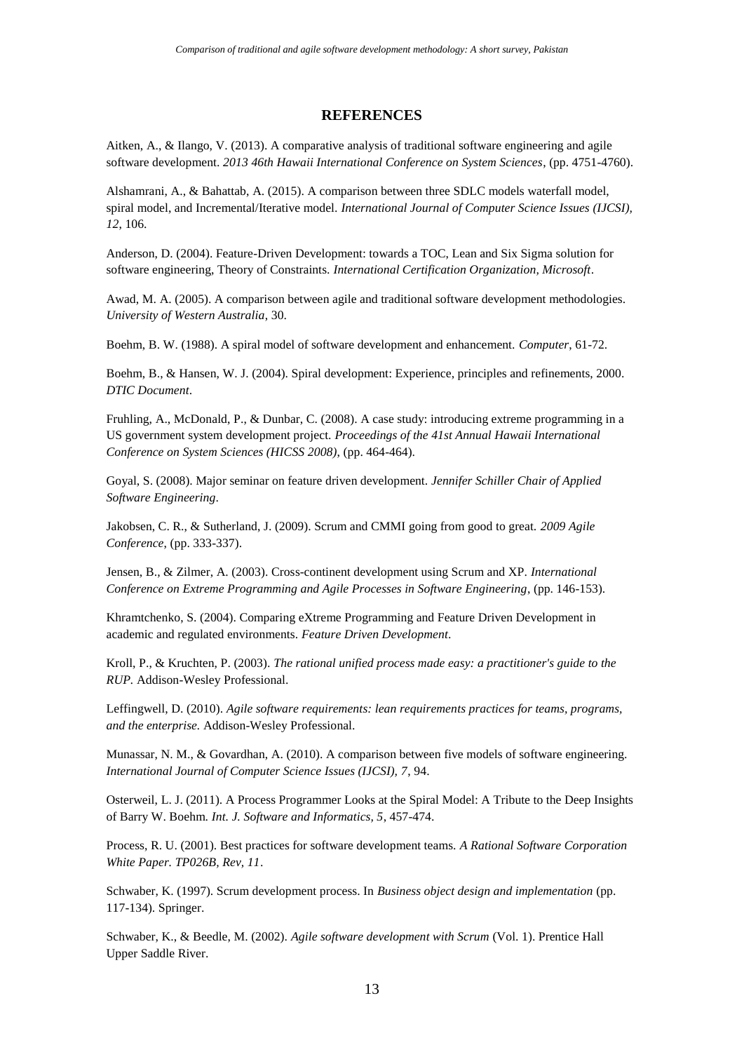## REFERENCES

Aitken, A., & Ilango, V. (2013). A comparative analysis of traditional software engineering and agile software development. *2013 46th Hawaii International Conference on System Sciences*, (pp. 4751-4760).

Alshamrani, A., & Bahattab, A. (2015). A comparison between three SDLC models waterfall model, spiral model, and Incremental/Iterative model. *International Journal of Computer Science Issues (IJCSI), 12*, 106.

Anderson, D. (2004). Feature-Driven Development: towards a TOC, Lean and Six Sigma solution for software engineering, Theory of Constraints. *International Certification Organization, Microsoft*.

Awad, M. A. (2005). A comparison between agile and traditional software development methodologies. *University of Western Australia*, 30.

Boehm, B. W. (1988). A spiral model of software development and enhancement. *Computer*, 61-72.

Boehm, B., & Hansen, W. J. (2004). Spiral development: Experience, principles and refinements, 2000. *DTIC Document*.

Fruhling, A., McDonald, P., & Dunbar, C. (2008). A case study: introducing extreme programming in a US government system development project. *Proceedings of the 41st Annual Hawaii International Conference on System Sciences (HICSS 2008)*, (pp. 464-464).

Goyal, S. (2008). Major seminar on feature driven development. *Jennifer Schiller Chair of Applied Software Engineering*.

Jakobsen, C. R., & Sutherland, J. (2009). Scrum and CMMI going from good to great. *2009 Agile Conference*, (pp. 333-337).

Jensen, B., & Zilmer, A. (2003). Cross-continent development using Scrum and XP. *International Conference on Extreme Programming and Agile Processes in Software Engineering*, (pp. 146-153).

Khramtchenko, S. (2004). Comparing eXtreme Programming and Feature Driven Development in academic and regulated environments. *Feature Driven Development*.

Kroll, P., & Kruchten, P. (2003). *The rational unified process made easy: a practitioner's guide to the RUP.* Addison-Wesley Professional.

Leffingwell, D. (2010). *Agile software requirements: lean requirements practices for teams, programs, and the enterprise.* Addison-Wesley Professional.

Munassar, N. M., & Govardhan, A. (2010). A comparison between five models of software engineering. *International Journal of Computer Science Issues (IJCSI), 7*, 94.

Osterweil, L. J. (2011). A Process Programmer Looks at the Spiral Model: A Tribute to the Deep Insights of Barry W. Boehm. *Int. J. Software and Informatics, 5*, 457-474.

Process, R. U. (2001). Best practices for software development teams. *A Rational Software Corporation White Paper. TP026B, Rev, 11*.

Schwaber, K. (1997). Scrum development process. In *Business object design and implementation* (pp. 117-134). Springer.

Schwaber, K., & Beedle, M. (2002). *Agile software development with Scrum* (Vol. 1). Prentice Hall Upper Saddle River.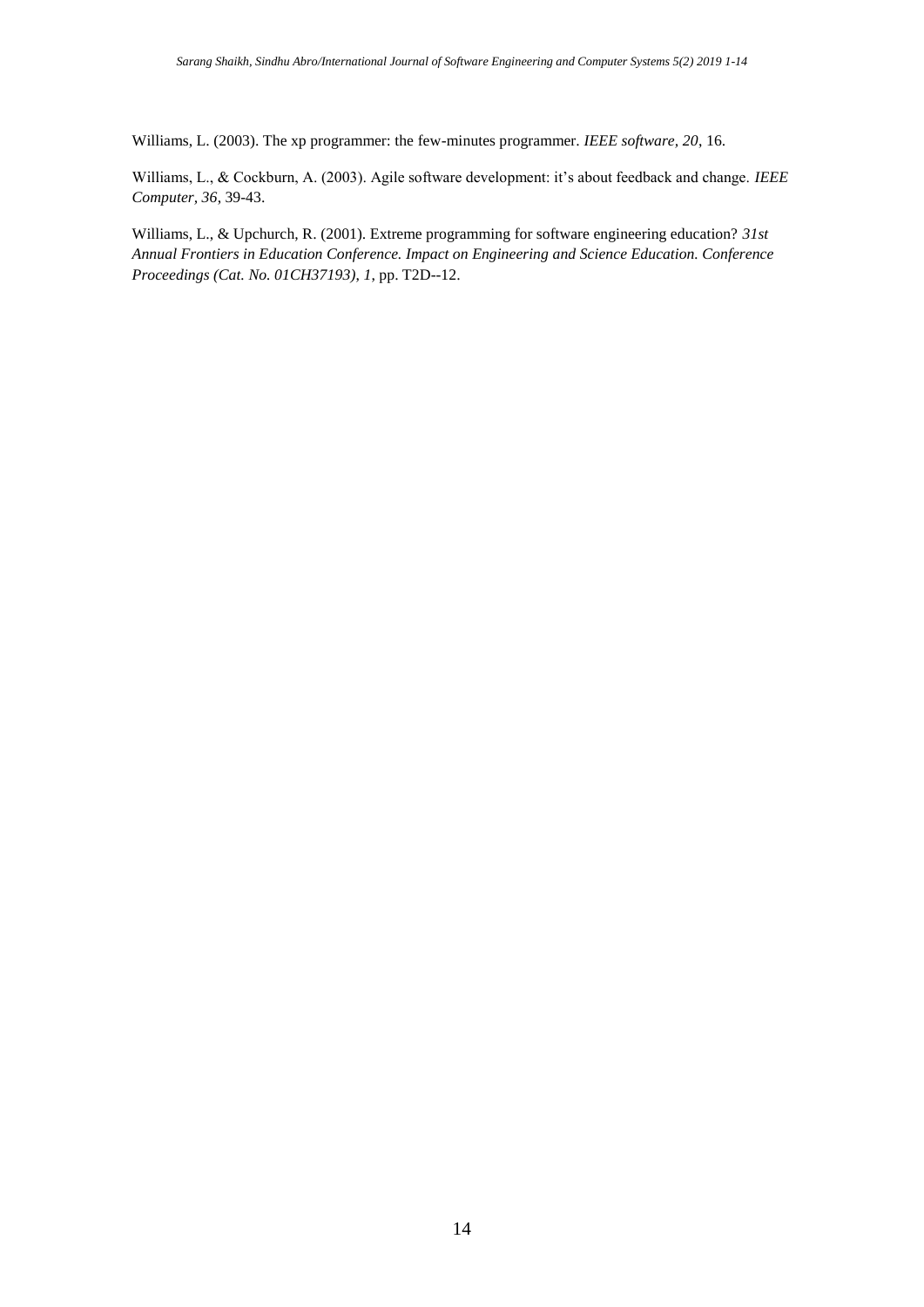Williams, L. (2003). The xp programmer: the few-minutes programmer. *IEEE software, 20*, 16.

Williams, L., & Cockburn, A. (2003). Agile software development: it's about feedback and change. *IEEE Computer, 36*, 39-43.

Williams, L., & Upchurch, R. (2001). Extreme programming for software engineering education? *31st Annual Frontiers in Education Conference. Impact on Engineering and Science Education. Conference Proceedings (Cat. No. 01CH37193), 1*, pp. T2D--12.